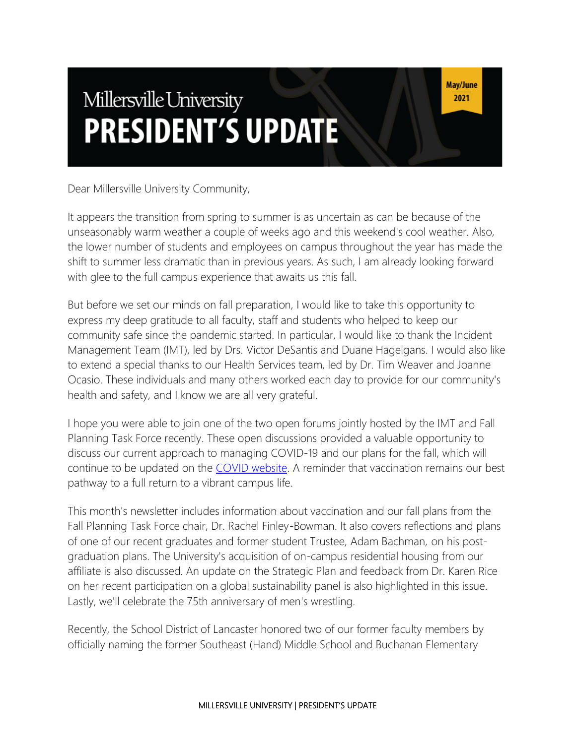# Millersville University PRESIDENT'S UPDATE

**May/June 2021**

Dear Millersville University Community,

It appears the transition from spring to summer is as uncertain as can be because of the unseasonably warm weather a couple of weeks ago and this weekend's cool weather. Also, the lower number of students and employees on campus throughout the year has made the shift to summer less dramatic than in previous years. As such, I am already looking forward with glee to the full campus experience that awaits us this fall.

But before we set our minds on fall preparation, I would like to take this opportunity to express my deep gratitude to all faculty, staff and students who helped to keep our community safe since the pandemic started. In particular, I would like to thank the Incident Management Team (IMT), led by Drs. Victor DeSantis and Duane Hagelgans. I would also like to extend a special thanks to our Health Services team, led by Dr. Tim Weaver and Joanne Ocasio. These individuals and many others worked each day to provide for our community's health and safety, and I know we are all very grateful.

I hope you were able to join one of the two open forums jointly hosted by the IMT and Fall Planning Task Force recently. These open discussions provided a valuable opportunity to discuss our current approach to managing COVID-19 and our plans for the fall, which will continue to be updated on the COVID website. A reminder that vaccination remains our best pathway to a full return to a vibrant campus life.

This month's newsletter includes information about vaccination and our fall plans from the Fall Planning Task Force chair, Dr. Rachel Finley-Bowman. It also covers reflections and plans of one of our recent graduates and former student Trustee, Adam Bachman, on his post-graduation plans. The University's acquisition of on-campus residential housing from our affiliate is also discussed. An update on the Strategic Plan and feedback from Dr. Karen Rice on her recent participation on a global sustainability panel is also highlighted in this issue. Lastly, we'll celebrate the 75th anniversary of men's wrestling.

Recently, the School District of Lancaster honored two of our former faculty members by officially naming the former Southeast (Hand) Middle School and Buchanan Elementary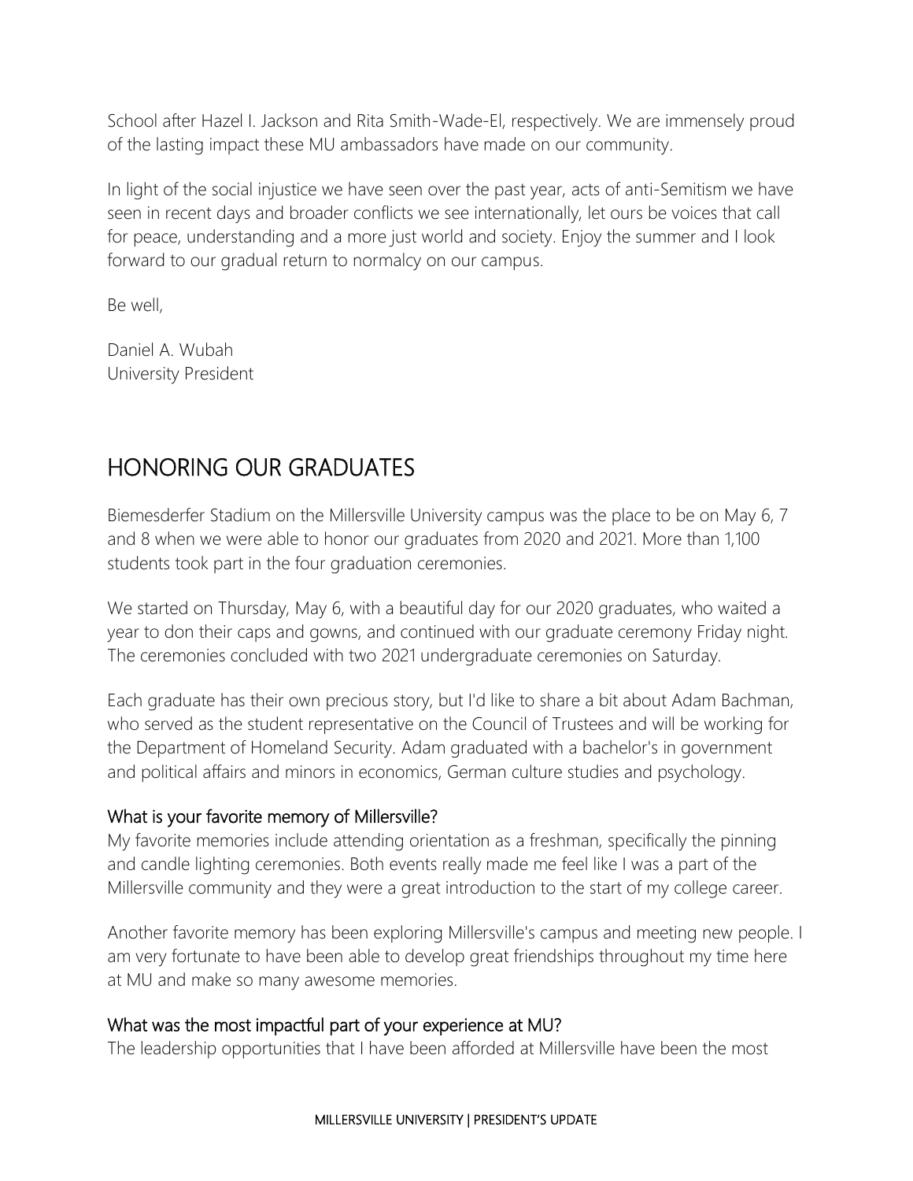School after Hazel I. Jackson and Rita Smith-Wade-El, respectively. We are immensely proud of the lasting impact these MU ambassadors have made on our community.

In light of the social injustice we have seen over the past year, acts of anti-Semitism we have seen in recent days and broader conflicts we see internationally, let ours be voices that call for peace, understanding and a more just world and society. Enjoy the summer and I look forward to our gradual return to normalcy on our campus.

Be well,

Daniel A. Wubah
University President

## HONORING OUR GRADUATES

Biemesderfer Stadium on the Millersville University campus was the place to be on May 6, 7 and 8 when we were able to honor our graduates from 2020 and 2021. More than 1,100 students took part in the four graduation ceremonies.

We started on Thursday, May 6, with a beautiful day for our 2020 graduates, who waited a year to don their caps and gowns, and continued with our graduate ceremony Friday night. The ceremonies concluded with two 2021 undergraduate ceremonies on Saturday.

Each graduate has their own precious story, but I'd like to share a bit about Adam Bachman, who served as the student representative on the Council of Trustees and will be working for the Department of Homeland Security. Adam graduated with a bachelor's in government and political affairs and minors in economics, German culture studies and psychology.

### What is your favorite memory of Millersville?

My favorite memories include attending orientation as a freshman, specifically the pinning and candle lighting ceremonies. Both events really made me feel like I was a part of the Millersville community and they were a great introduction to the start of my college career.

Another favorite memory has been exploring Millersville's campus and meeting new people. I am very fortunate to have been able to develop great friendships throughout my time here at MU and make so many awesome memories.

### What was the most impactful part of your experience at MU?

The leadership opportunities that I have been afforded at Millersville have been the most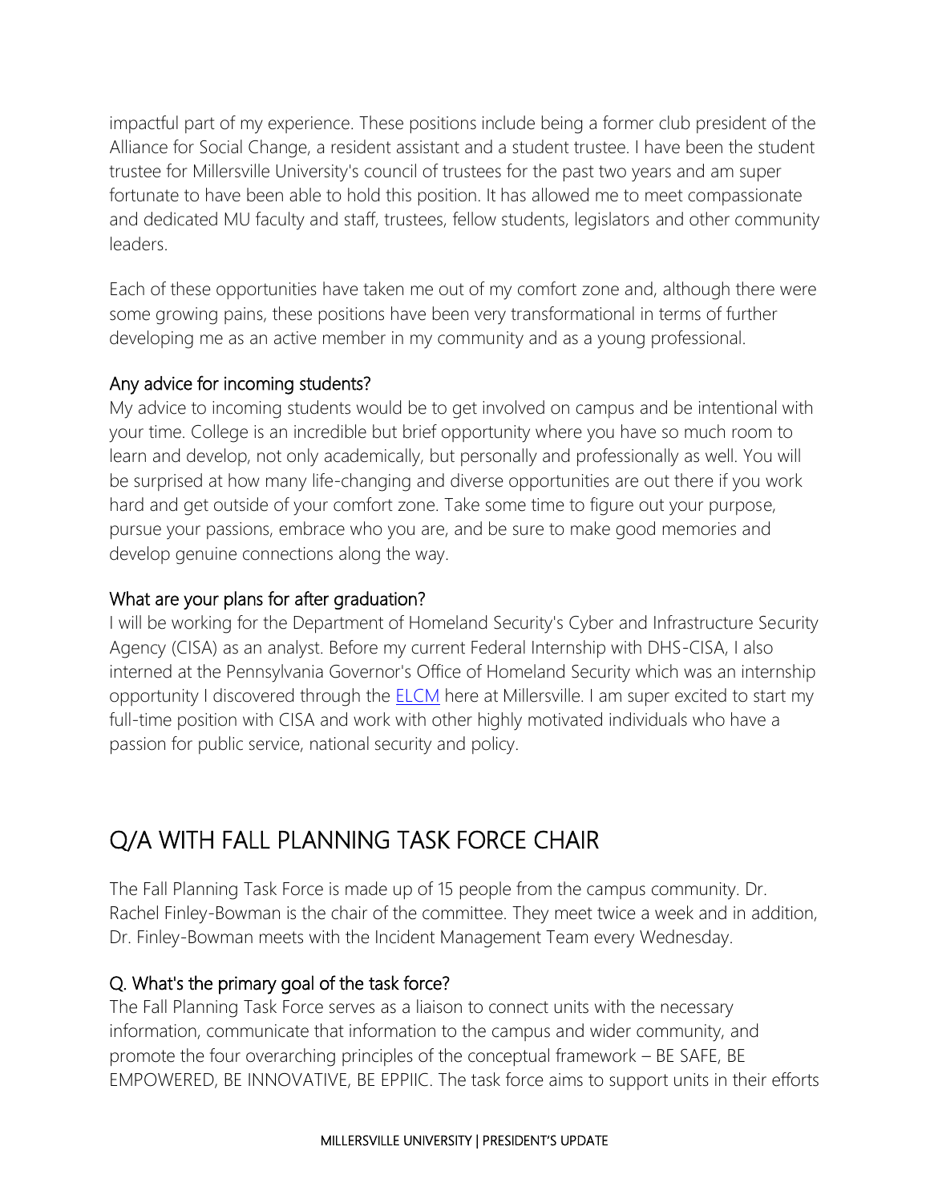impactful part of my experience. These positions include being a former club president of the Alliance for Social Change, a resident assistant and a student trustee. I have been the student trustee for Millersville University's council of trustees for the past two years and am super fortunate to have been able to hold this position. It has allowed me to meet compassionate and dedicated MU faculty and staff, trustees, fellow students, legislators and other community leaders.

Each of these opportunities have taken me out of my comfort zone and, although there were some growing pains, these positions have been very transformational in terms of further developing me as an active member in my community and as a young professional.

### Any advice for incoming students?

My advice to incoming students would be to get involved on campus and be intentional with your time. College is an incredible but brief opportunity where you have so much room to learn and develop, not only academically, but personally and professionally as well. You will be surprised at how many life-changing and diverse opportunities are out there if you work hard and get outside of your comfort zone. Take some time to figure out your purpose, pursue your passions, embrace who you are, and be sure to make good memories and develop genuine connections along the way.

### What are your plans for after graduation?

I will be working for the Department of Homeland Security's Cyber and Infrastructure Security Agency (CISA) as an analyst. Before my current Federal Internship with DHS-CISA, I also interned at the Pennsylvania Governor's Office of Homeland Security which was an internship opportunity I discovered through the ELCM here at Millersville. I am super excited to start my full-time position with CISA and work with other highly motivated individuals who have a passion for public service, national security and policy.

## Q/A WITH FALL PLANNING TASK FORCE CHAIR

The Fall Planning Task Force is made up of 15 people from the campus community. Dr. Rachel Finley-Bowman is the chair of the committee. They meet twice a week and in addition, Dr. Finley-Bowman meets with the Incident Management Team every Wednesday.

### Q. What's the primary goal of the task force?

The Fall Planning Task Force serves as a liaison to connect units with the necessary information, communicate that information to the campus and wider community, and promote the four overarching principles of the conceptual framework – BE SAFE, BE EMPOWERED, BE INNOVATIVE, BE EPPIIC. The task force aims to support units in their efforts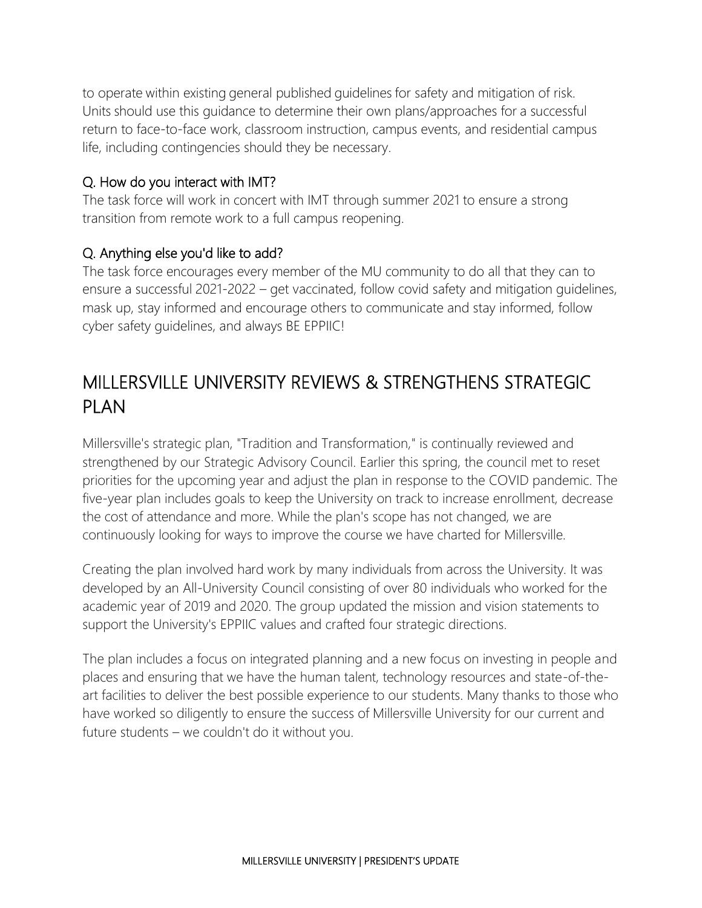to operate within existing general published guidelines for safety and mitigation of risk. Units should use this guidance to determine their own plans/approaches for a successful return to face-to-face work, classroom instruction, campus events, and residential campus life, including contingencies should they be necessary.

### Q. How do you interact with IMT?

The task force will work in concert with IMT through summer 2021 to ensure a strong transition from remote work to a full campus reopening.

### Q. Anything else you'd like to add?

The task force encourages every member of the MU community to do all that they can to ensure a successful 2021-2022 – get vaccinated, follow covid safety and mitigation guidelines, mask up, stay informed and encourage others to communicate and stay informed, follow cyber safety guidelines, and always BE EPPIIC!

## MILLERSVILLE UNIVERSITY REVIEWS & STRENGTHENS STRATEGIC PLAN

Millersville's strategic plan, "Tradition and Transformation," is continually reviewed and strengthened by our Strategic Advisory Council. Earlier this spring, the council met to reset priorities for the upcoming year and adjust the plan in response to the COVID pandemic. The five-year plan includes goals to keep the University on track to increase enrollment, decrease the cost of attendance and more. While the plan's scope has not changed, we are continuously looking for ways to improve the course we have charted for Millersville.

Creating the plan involved hard work by many individuals from across the University. It was developed by an All-University Council consisting of over 80 individuals who worked for the academic year of 2019 and 2020. The group updated the mission and vision statements to support the University's EPPIIC values and crafted four strategic directions.

The plan includes a focus on integrated planning and a new focus on investing in people and places and ensuring that we have the human talent, technology resources and state-of-the-art facilities to deliver the best possible experience to our students. Many thanks to those who have worked so diligently to ensure the success of Millersville University for our current and future students – we couldn't do it without you.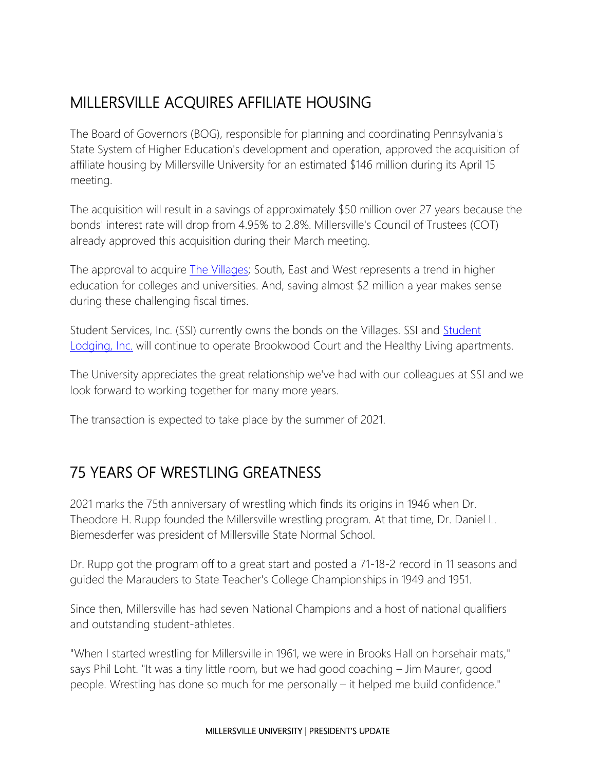## MILLERSVILLE ACQUIRES AFFILIATE HOUSING

The Board of Governors (BOG), responsible for planning and coordinating Pennsylvania's State System of Higher Education's development and operation, approved the acquisition of affiliate housing by Millersville University for an estimated $146 million during its April 15 meeting.

The acquisition will result in a savings of approximately $50 million over 27 years because the bonds' interest rate will drop from 4.95% to 2.8%. Millersville's Council of Trustees (COT) already approved this acquisition during their March meeting.

The approval to acquire The Villages; South, East and West represents a trend in higher education for colleges and universities. And, saving almost $2 million a year makes sense during these challenging fiscal times.

Student Services, Inc. (SSI) currently owns the bonds on the Villages. SSI and Student Lodging, Inc. will continue to operate Brookwood Court and the Healthy Living apartments.

The University appreciates the great relationship we've had with our colleagues at SSI and we look forward to working together for many more years.

The transaction is expected to take place by the summer of 2021.

## 75 YEARS OF WRESTLING GREATNESS

2021 marks the 75th anniversary of wrestling which finds its origins in 1946 when Dr. Theodore H. Rupp founded the Millersville wrestling program. At that time, Dr. Daniel L. Biemesderfer was president of Millersville State Normal School.

Dr. Rupp got the program off to a great start and posted a 71-18-2 record in 11 seasons and guided the Marauders to State Teacher's College Championships in 1949 and 1951.

Since then, Millersville has had seven National Champions and a host of national qualifiers and outstanding student-athletes.

"When I started wrestling for Millersville in 1961, we were in Brooks Hall on horsehair mats," says Phil Loht. "It was a tiny little room, but we had good coaching – Jim Maurer, good people. Wrestling has done so much for me personally – it helped me build confidence."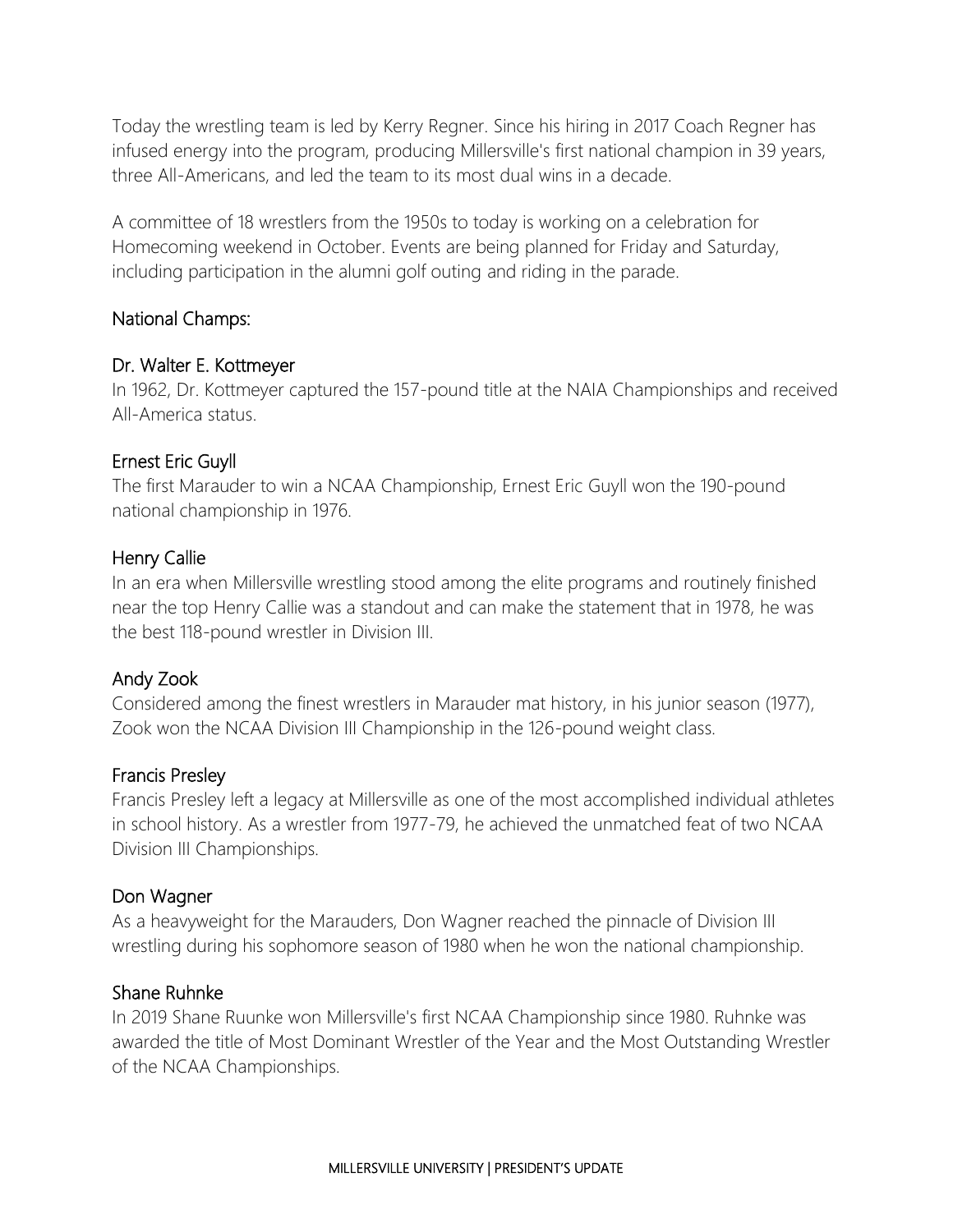Today the wrestling team is led by Kerry Regner. Since his hiring in 2017 Coach Regner has infused energy into the program, producing Millersville's first national champion in 39 years, three All-Americans, and led the team to its most dual wins in a decade.

A committee of 18 wrestlers from the 1950s to today is working on a celebration for Homecoming weekend in October. Events are being planned for Friday and Saturday, including participation in the alumni golf outing and riding in the parade.

## National Champs:

### Dr. Walter E. Kottmeyer

In 1962, Dr. Kottmeyer captured the 157-pound title at the NAIA Championships and received All-America status.

### Ernest Eric Guyll

The first Marauder to win a NCAA Championship, Ernest Eric Guyll won the 190-pound national championship in 1976.

### Henry Callie

In an era when Millersville wrestling stood among the elite programs and routinely finished near the top Henry Callie was a standout and can make the statement that in 1978, he was the best 118-pound wrestler in Division III.

### Andy Zook

Considered among the finest wrestlers in Marauder mat history, in his junior season (1977), Zook won the NCAA Division III Championship in the 126-pound weight class.

### Francis Presley

Francis Presley left a legacy at Millersville as one of the most accomplished individual athletes in school history. As a wrestler from 1977-79, he achieved the unmatched feat of two NCAA Division III Championships.

### Don Wagner

As a heavyweight for the Marauders, Don Wagner reached the pinnacle of Division III wrestling during his sophomore season of 1980 when he won the national championship.

### Shane Ruhnke

In 2019 Shane Ruunke won Millersville's first NCAA Championship since 1980. Ruhnke was awarded the title of Most Dominant Wrestler of the Year and the Most Outstanding Wrestler of the NCAA Championships.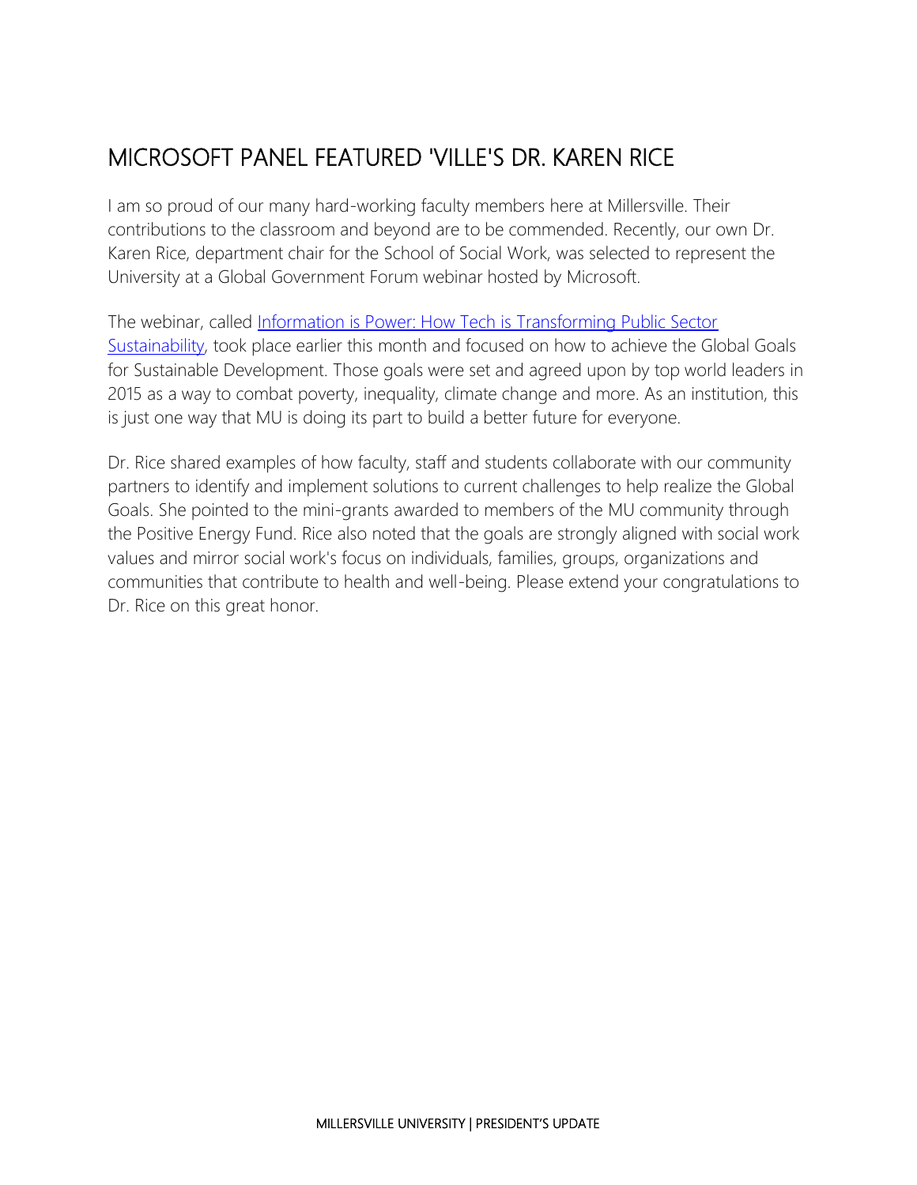## MICROSOFT PANEL FEATURED 'VILLE'S DR. KAREN RICE

I am so proud of our many hard-working faculty members here at Millersville. Their contributions to the classroom and beyond are to be commended. Recently, our own Dr. Karen Rice, department chair for the School of Social Work, was selected to represent the University at a Global Government Forum webinar hosted by Microsoft.

The webinar, called Information is Power: How Tech is Transforming Public Sector Sustainability, took place earlier this month and focused on how to achieve the Global Goals for Sustainable Development. Those goals were set and agreed upon by top world leaders in 2015 as a way to combat poverty, inequality, climate change and more. As an institution, this is just one way that MU is doing its part to build a better future for everyone.

Dr. Rice shared examples of how faculty, staff and students collaborate with our community partners to identify and implement solutions to current challenges to help realize the Global Goals. She pointed to the mini-grants awarded to members of the MU community through the Positive Energy Fund. Rice also noted that the goals are strongly aligned with social work values and mirror social work's focus on individuals, families, groups, organizations and communities that contribute to health and well-being. Please extend your congratulations to Dr. Rice on this great honor.